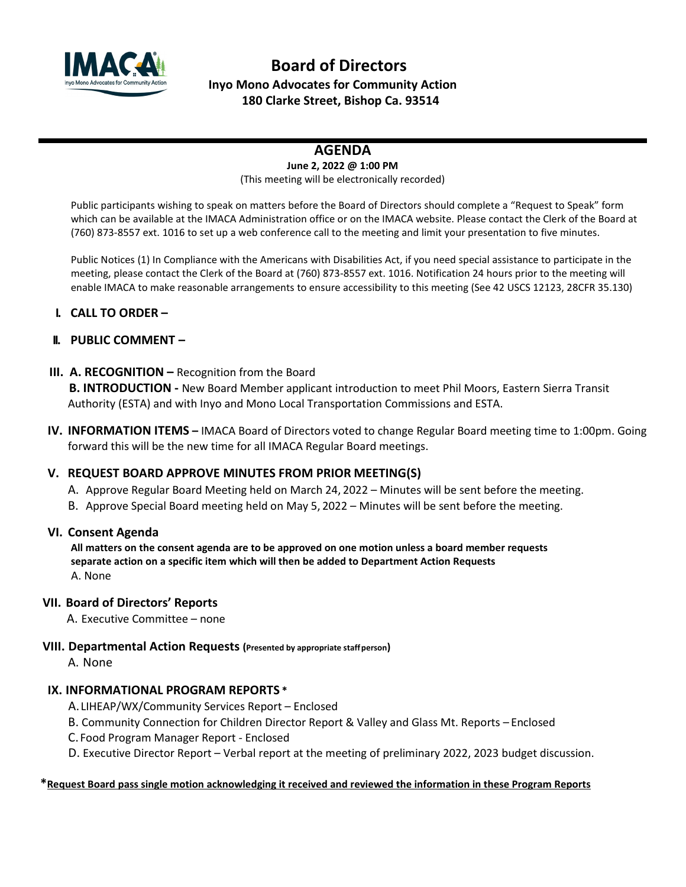# Board of Directors

**Inyo Mono Advocates for Community Action**
**180 Clarke Street, Bishop Ca. 93514**

## AGENDA

**June 2, 2022 @ 1:00 PM**

(This meeting will be electronically recorded)

Public participants wishing to speak on matters before the Board of Directors should complete a "Request to Speak" form which can be available at the IMACA Administration office or on the IMACA website. Please contact the Clerk of the Board at (760) 873-8557 ext. 1016 to set up a web conference call to the meeting and limit your presentation to five minutes.

Public Notices (1) In Compliance with the Americans with Disabilities Act, if you need special assistance to participate in the meeting, please contact the Clerk of the Board at (760) 873-8557 ext. 1016. Notification 24 hours prior to the meeting will enable IMACA to make reasonable arrangements to ensure accessibility to this meeting (See 42 USCS 12123, 28CFR 35.130)

**I. CALL TO ORDER –**

**II. PUBLIC COMMENT –**

**III. A. RECOGNITION –** Recognition from the Board
**B. INTRODUCTION -** New Board Member applicant introduction to meet Phil Moors, Eastern Sierra Transit Authority (ESTA) and with Inyo and Mono Local Transportation Commissions and ESTA.

**IV. INFORMATION ITEMS –** IMACA Board of Directors voted to change Regular Board meeting time to 1:00pm. Going forward this will be the new time for all IMACA Regular Board meetings.

**V. REQUEST BOARD APPROVE MINUTES FROM PRIOR MEETING(S)**

A. Approve Regular Board Meeting held on March 24, 2022 – Minutes will be sent before the meeting.
B. Approve Special Board meeting held on May 5, 2022 – Minutes will be sent before the meeting.

**VI. Consent Agenda**

**All matters on the consent agenda are to be approved on one motion unless a board member requests separate action on a specific item which will then be added to Department Action Requests**
A. None

**VII. Board of Directors' Reports**

A. Executive Committee – none

**VIII. Departmental Action Requests (Presented by appropriate staff person)**

A. None

**IX. INFORMATIONAL PROGRAM REPORTS \***

A. LIHEAP/WX/Community Services Report – Enclosed
B. Community Connection for Children Director Report & Valley and Glass Mt. Reports – Enclosed
C. Food Program Manager Report - Enclosed
D. Executive Director Report – Verbal report at the meeting of preliminary 2022, 2023 budget discussion.

**\*Request Board pass single motion acknowledging it received and reviewed the information in these Program Reports**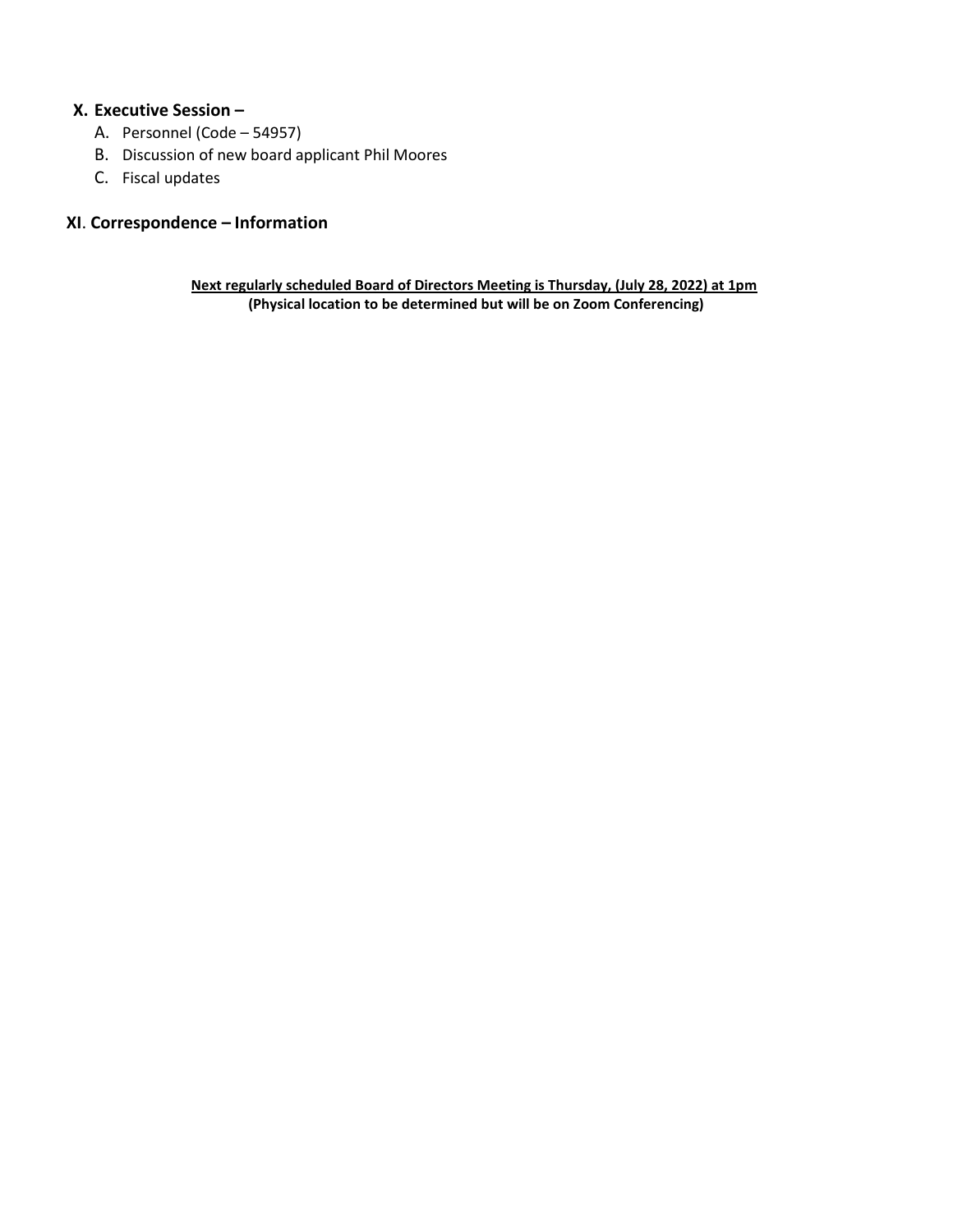## X. Executive Session –

A. Personnel (Code – 54957)
B. Discussion of new board applicant Phil Moores
C. Fiscal updates

## XI. Correspondence – Information

**Next regularly scheduled Board of Directors Meeting is Thursday, (July 28, 2022) at 1pm**
**(Physical location to be determined but will be on Zoom Conferencing)**